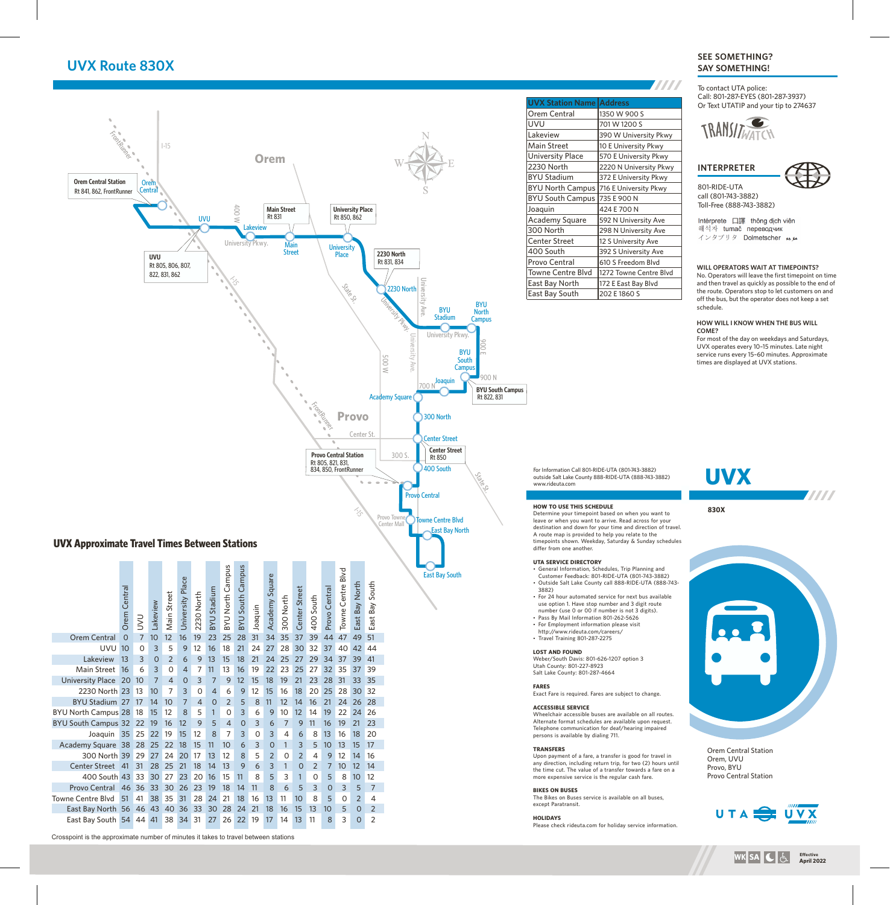# UVX Route 830X

| UVX Station Name | Address |
|---|---|
| Orem Central | 1350 W 900 S |
| UVU | 701 W 1200 S |
| Lakeview | 390 W University Pkwy |
| Main Street | 10 E University Pkwy |
| University Place | 570 E University Pkwy |
| 2230 North | 2220 N University Pkwy |
| BYU Stadium | 372 E University Pkwy |
| BYU North Campus | 716 E University Pkwy |
| BYU South Campus | 735 E 900 N |
| Joaquin | 424 E 700 N |
| Academy Square | 592 N University Ave |
| 300 North | 298 N University Ave |
| Center Street | 12 S University Ave |
| 400 South | 392 S University Ave |
| Provo Central | 610 S Freedom Blvd |
| Towne Centre Blvd | 1272 Towne Centre Blvd |
| East Bay North | 172 E East Bay Blvd |
| East Bay South | 202 E 1860 S |

Orem Central Station: Rt 841, 862, FrontRunner
UVU: Rt 805, 806, 807, 822, 831, 862
Main Street: Rt 831
University Place: Rt 850, 862
2230 North: Rt 831, 834
BYU South Campus: Rt 822, 831
Center Street: Rt 850
Provo Central Station: Rt 805, 821, 831, 834, 850, FrontRunner

## UVX Approximate Travel Times Between Stations

| | Orem Central | UVU | Lakeview | Main Street | University Place | 2230 North | BYU Stadium | BYU North Campus | BYU South Campus | Joaquin | Academy Square | 300 North | Center Street | 400 South | Provo Central | Towne Centre Blvd | East Bay North | East Bay South |
|---|---|---|---|---|---|---|---|---|---|---|---|---|---|---|---|---|---|---|
| Orem Central | 0 | 7 | 10 | 12 | 16 | 19 | 23 | 25 | 28 | 31 | 34 | 35 | 37 | 39 | 44 | 47 | 49 | 51 |
| UVU | 10 | 0 | 3 | 5 | 9 | 12 | 16 | 18 | 21 | 24 | 27 | 28 | 30 | 32 | 37 | 40 | 42 | 44 |
| Lakeview | 13 | 3 | 0 | 2 | 6 | 9 | 13 | 15 | 18 | 21 | 24 | 25 | 27 | 29 | 34 | 37 | 39 | 41 |
| Main Street | 16 | 6 | 3 | 0 | 4 | 7 | 11 | 13 | 16 | 19 | 22 | 23 | 25 | 27 | 32 | 35 | 37 | 39 |
| University Place | 20 | 10 | 7 | 4 | 0 | 3 | 7 | 9 | 12 | 15 | 18 | 19 | 21 | 23 | 28 | 31 | 33 | 35 |
| 2230 North | 23 | 13 | 10 | 7 | 3 | 0 | 4 | 6 | 9 | 12 | 15 | 16 | 18 | 20 | 25 | 28 | 30 | 32 |
| BYU Stadium | 27 | 17 | 14 | 10 | 7 | 4 | 0 | 2 | 5 | 8 | 11 | 12 | 14 | 16 | 21 | 24 | 26 | 28 |
| BYU North Campus | 28 | 18 | 15 | 12 | 8 | 5 | 1 | 0 | 3 | 6 | 9 | 10 | 12 | 14 | 19 | 22 | 24 | 26 |
| BYU South Campus | 32 | 22 | 19 | 16 | 12 | 9 | 5 | 4 | 0 | 3 | 6 | 7 | 9 | 11 | 16 | 19 | 21 | 23 |
| Joaquin | 35 | 25 | 22 | 19 | 15 | 12 | 8 | 7 | 3 | 0 | 3 | 4 | 6 | 8 | 13 | 16 | 18 | 20 |
| Academy Square | 38 | 28 | 25 | 22 | 18 | 15 | 11 | 10 | 6 | 3 | 0 | 1 | 3 | 5 | 10 | 13 | 15 | 17 |
| 300 North | 39 | 29 | 27 | 24 | 20 | 17 | 13 | 12 | 8 | 5 | 2 | 0 | 2 | 4 | 9 | 12 | 14 | 16 |
| Center Street | 41 | 31 | 28 | 25 | 21 | 18 | 14 | 13 | 9 | 6 | 3 | 1 | 0 | 2 | 7 | 10 | 12 | 14 |
| 400 South | 43 | 33 | 30 | 27 | 23 | 20 | 16 | 15 | 11 | 8 | 5 | 3 | 1 | 0 | 5 | 8 | 10 | 12 |
| Provo Central | 46 | 36 | 33 | 30 | 26 | 23 | 19 | 18 | 14 | 11 | 8 | 6 | 5 | 3 | 0 | 3 | 5 | 7 |
| Towne Centre Blvd | 51 | 41 | 38 | 35 | 31 | 28 | 24 | 21 | 18 | 16 | 13 | 11 | 10 | 8 | 5 | 0 | 2 | 4 |
| East Bay North | 56 | 46 | 43 | 40 | 36 | 33 | 30 | 28 | 24 | 21 | 18 | 16 | 15 | 13 | 10 | 5 | 0 | 2 |
| East Bay South | 54 | 44 | 41 | 38 | 34 | 31 | 27 | 26 | 22 | 19 | 17 | 14 | 13 | 11 | 8 | 3 | 0 | 2 |

Crosspoint is the approximate number of minutes it takes to travel between stations

## SEE SOMETHING? SAY SOMETHING!

To contact UTA police:
Call: 801-287-EYES (801-287-3937)
Or Text UTATIP and your tip to 274637

TRANSITWATCH

## INTERPRETER

801-RIDE-UTA
call (801-743-3882)
Toll-Free (888-743-3882)

Intérprete 口譯 thông dịch viên 해석자 tumač переводчик インタプリタ Dolmetscher مترجم

**WILL OPERATORS WAIT AT TIMEPOINTS?**
No. Operators will leave the first timepoint on time and then travel as quickly as possible to the end of the route. Operators stop to let customers on and off the bus, but the operator does not keep a set schedule.

**HOW WILL I KNOW WHEN THE BUS WILL COME?**
For most of the day on weekdays and Saturdays, UVX operates every 10–15 minutes. Late night service runs every 15–60 minutes. Approximate times are displayed at UVX stations.

For Information Call 801-RIDE-UTA (801-743-3882)
outside Salt Lake County 888-RIDE-UTA (888-743-3882)
www.rideuta.com

**HOW TO USE THIS SCHEDULE**
Determine your timepoint based on when you want to leave or when you want to arrive. Read across for your destination and down for your time and direction of travel. A route map is provided to help you relate to the timepoints shown. Weekday, Saturday & Sunday schedules differ from one another.

**UTA SERVICE DIRECTORY**
- General Information, Schedules, Trip Planning and Customer Feedback: 801-RIDE-UTA (801-743-3882)
- Outside Salt Lake County call 888-RIDE-UTA (888-743-3882)
- For 24 hour automated service for next bus available use option 1. Have stop number and 3 digit route number (use 0 or 00 if number is not 3 digits).
- Pass By Mail Information 801-262-5626
- For Employment information please visit http://www.rideuta.com/careers/
- Travel Training 801-287-2275

**LOST AND FOUND**
Weber/South Davis: 801-626-1207 option 3
Utah County: 801-227-8923
Salt Lake County: 801-287-4664

**FARES**
Exact Fare is required. Fares are subject to change.

**ACCESSIBLE SERVICE**
Wheelchair accessible buses are available on all routes. Alternate format schedules are available upon request. Telephone communication for deaf/hearing impaired persons is available by dialing 711.

**TRANSFERS**
Upon payment of a fare, a transfer is good for travel in any direction, including return trip, for two (2) hours until the time cut. The value of a transfer towards a fare on a more expensive service is the regular cash fare.

**BIKES ON BUSES**
The Bikes on Buses service is available on all buses, except Paratransit.

**HOLIDAYS**
Please check rideuta.com for holiday service information.

# UVX

**830X**

Orem Central Station
Orem, UVU
Provo, BYU
Provo Central Station

UTA UVX

WK SA

Effective April 2022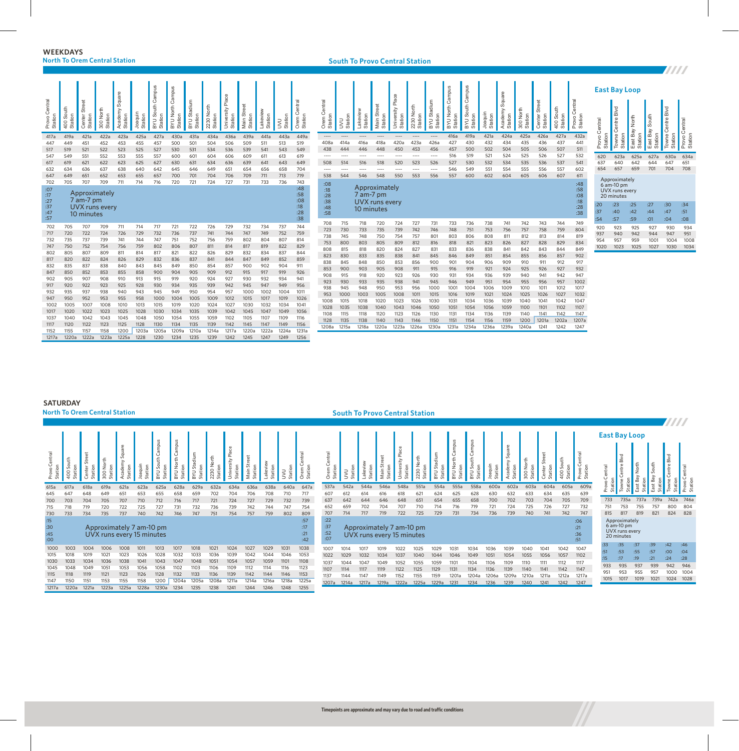## WEEKDAYS

### North To Orem Central Station

| Provo Central Station | 400 South Station | Center Street Station | 300 North Station | Academy Square Station | Joaquin Station | BYU South Campus Station | BYU North Campus Station | BYU Stadium Station | 2230 North Station | University Place Station | Main Street Station | Lakeview Station | UVU Station | Orem Central Station |
|---|---|---|---|---|---|---|---|---|---|---|---|---|---|---|
| 417a | 419a | 421a | 422a | 423a | 425a | 427a | 430a | 431a | 434a | 436a | 439a | 441a | 443a | 449a |
| 447 | 449 | 451 | 452 | 453 | 455 | 457 | 500 | 501 | 504 | 506 | 509 | 511 | 513 | 519 |
| 517 | 519 | 521 | 522 | 523 | 525 | 527 | 530 | 531 | 534 | 536 | 539 | 541 | 543 | 549 |
| 547 | 549 | 551 | 552 | 553 | 555 | 557 | 600 | 601 | 604 | 606 | 609 | 611 | 613 | 619 |
| 617 | 619 | 621 | 622 | 623 | 625 | 627 | 630 | 631 | 634 | 636 | 639 | 641 | 643 | 649 |
| 632 | 634 | 636 | 637 | 638 | 640 | 642 | 645 | 646 | 649 | 651 | 654 | 656 | 658 | 704 |
| 647 | 649 | 651 | 652 | 653 | 655 | 657 | 700 | 701 | 704 | 706 | 709 | 711 | 713 | 719 |
| 702 | 705 | 707 | 709 | 711 | 714 | 716 | 720 | 721 | 724 | 727 | 731 | 733 | 736 | 743 |
| :07 :17 :27 :37 :47 :57 | Approximately 7 am-7 pm UVX runs every 10 minutes | | | | | | | | | | | | | :48 :58 :08 :18 :28 :38 |
| 702 | 705 | 707 | 709 | 711 | 714 | 717 | 721 | 722 | 726 | 729 | 732 | 734 | 737 | 744 |
| 717 | 720 | 722 | 724 | 726 | 729 | 732 | 736 | 737 | 741 | 744 | 747 | 749 | 752 | 759 |
| 732 | 735 | 737 | 739 | 741 | 744 | 747 | 751 | 752 | 756 | 759 | 802 | 804 | 807 | 814 |
| 747 | 750 | 752 | 754 | 756 | 759 | 802 | 806 | 807 | 811 | 814 | 817 | 819 | 822 | 829 |
| 802 | 805 | 807 | 809 | 811 | 814 | 817 | 821 | 822 | 826 | 829 | 832 | 834 | 837 | 844 |
| 817 | 820 | 822 | 824 | 826 | 829 | 832 | 836 | 837 | 841 | 844 | 847 | 849 | 852 | 859 |
| 832 | 835 | 837 | 838 | 840 | 843 | 845 | 849 | 850 | 854 | 857 | 900 | 902 | 904 | 911 |
| 847 | 850 | 852 | 853 | 855 | 858 | 900 | 904 | 905 | 909 | 912 | 915 | 917 | 919 | 926 |
| 902 | 905 | 907 | 908 | 910 | 913 | 915 | 919 | 920 | 924 | 927 | 930 | 932 | 934 | 941 |
| 917 | 920 | 922 | 923 | 925 | 928 | 930 | 934 | 935 | 939 | 942 | 945 | 947 | 949 | 956 |
| 932 | 935 | 937 | 938 | 940 | 943 | 945 | 949 | 950 | 954 | 957 | 1000 | 1002 | 1004 | 1011 |
| 947 | 950 | 952 | 953 | 955 | 958 | 1000 | 1004 | 1005 | 1009 | 1012 | 1015 | 1017 | 1019 | 1026 |
| 1002 | 1005 | 1007 | 1008 | 1010 | 1013 | 1015 | 1019 | 1020 | 1024 | 1027 | 1030 | 1032 | 1034 | 1041 |
| 1017 | 1020 | 1022 | 1023 | 1025 | 1028 | 1030 | 1034 | 1035 | 1039 | 1042 | 1045 | 1047 | 1049 | 1056 |
| 1037 | 1040 | 1042 | 1043 | 1045 | 1048 | 1050 | 1054 | 1055 | 1059 | 1102 | 1105 | 1107 | 1109 | 1116 |
| 1117 | 1120 | 1122 | 1123 | 1125 | 1128 | 1130 | 1134 | 1135 | 1139 | 1142 | 1145 | 1147 | 1149 | 1156 |
| 1152 | 1155 | 1157 | 1158 | 1200 | 1203a | 1205a | 1209a | 1210a | 1214a | 1217a | 1220a | 1222a | 1224a | 1231a |
| 1217a | 1220a | 1222a | 1223a | 1225a | 1228 | 1230 | 1234 | 1235 | 1239 | 1242 | 1245 | 1247 | 1249 | 1256 |

### South To Provo Central Station

| Orem Central Station | UVU Station | Lakeview Station | Main Street Station | University Place Station | 2230 North Station | BYU Stadium Station | BYU North Campus Station | BYU South Campus Station | Joaquin Station | Academy Square Station | 300 North Station | Center Street Station | 400 South Station | Provo Central Station |
|---|---|---|---|---|---|---|---|---|---|---|---|---|---|---|
| ---- | ---- | ---- | ---- | ---- | ---- | ---- | 416a | 419a | 421a | 424a | 425a | 426a | 427a | 432a |
| 408a | 414a | 416a | 418a | 420a | 423a | 426a | 427 | 430 | 432 | 434 | 435 | 436 | 437 | 441 |
| 438 | 444 | 446 | 448 | 450 | 453 | 456 | 457 | 500 | 502 | 504 | 505 | 506 | 507 | 511 |
| ---- | ---- | ---- | ---- | ---- | ---- | ---- | 516 | 519 | 521 | 524 | 525 | 526 | 527 | 532 |
| 508 | 514 | 516 | 518 | 520 | 523 | 526 | 527 | 530 | 532 | 534 | 535 | 536 | 537 | 541 |
| ---- | ---- | ---- | ---- | ---- | ---- | ---- | 546 | 549 | 551 | 554 | 555 | 556 | 557 | 602 |
| 538 | 544 | 546 | 548 | 550 | 553 | 556 | 557 | 600 | 602 | 604 | 605 | 606 | 607 | 611 |
| :08 :18 :28 :38 :48 :58 | Approximately 7 am-7 pm UVX runs every 10 minutes | | | | | | | | | | | | | :48 :58 :08 :18 :28 :38 |
| 708 | 715 | 718 | 720 | 724 | 727 | 731 | 733 | 736 | 738 | 741 | 742 | 743 | 744 | 749 |
| 723 | 730 | 733 | 735 | 739 | 742 | 746 | 748 | 751 | 753 | 756 | 757 | 758 | 759 | 804 |
| 738 | 745 | 748 | 750 | 754 | 757 | 801 | 803 | 806 | 808 | 811 | 812 | 813 | 814 | 819 |
| 753 | 800 | 803 | 805 | 809 | 812 | 816 | 818 | 821 | 823 | 826 | 827 | 828 | 829 | 834 |
| 808 | 815 | 818 | 820 | 824 | 827 | 831 | 833 | 836 | 838 | 841 | 842 | 843 | 844 | 849 |
| 823 | 830 | 833 | 835 | 838 | 841 | 845 | 846 | 849 | 851 | 854 | 855 | 856 | 857 | 902 |
| 838 | 845 | 848 | 850 | 853 | 856 | 900 | 901 | 904 | 906 | 909 | 910 | 911 | 912 | 917 |
| 853 | 900 | 903 | 905 | 908 | 911 | 915 | 916 | 919 | 921 | 924 | 925 | 926 | 927 | 932 |
| 908 | 915 | 918 | 920 | 923 | 926 | 930 | 931 | 934 | 936 | 939 | 940 | 941 | 942 | 947 |
| 923 | 930 | 933 | 935 | 938 | 941 | 945 | 946 | 949 | 951 | 954 | 955 | 956 | 957 | 1002 |
| 938 | 945 | 948 | 950 | 953 | 956 | 1000 | 1001 | 1004 | 1006 | 1009 | 1010 | 1011 | 1012 | 1017 |
| 953 | 1000 | 1003 | 1005 | 1008 | 1011 | 1015 | 1016 | 1019 | 1021 | 1024 | 1025 | 1026 | 1027 | 1032 |
| 1008 | 1015 | 1018 | 1020 | 1023 | 1026 | 1030 | 1031 | 1034 | 1036 | 1039 | 1040 | 1041 | 1042 | 1047 |
| 1028 | 1035 | 1038 | 1040 | 1043 | 1046 | 1050 | 1051 | 1054 | 1056 | 1059 | 1100 | 1101 | 1102 | 1107 |
| 1108 | 1115 | 1118 | 1120 | 1123 | 1126 | 1130 | 1131 | 1134 | 1136 | 1139 | 1140 | 1141 | 1142 | 1147 |
| 1128 | 1135 | 1138 | 1140 | 1143 | 1146 | 1150 | 1151 | 1154 | 1156 | 1159 | 1200 | 1201a | 1202a | 1207a |
| 1208a | 1215a | 1218a | 1220a | 1223a | 1226a | 1230a | 1231a | 1234a | 1236a | 1239a | 1240a | 1241 | 1242 | 1247 |

### East Bay Loop

| Provo Central Station | Towne Centre Blvd Station | East Bay North Station | East Bay South Station | Towne Centre Blvd Station | Provo Central Station |
|---|---|---|---|---|---|
| 620 | 623a | 625a | 627a | 630a | 634a |
| 637 | 640 | 642 | 644 | 647 | 651 |
| 654 | 657 | 659 | 701 | 704 | 708 |
| Approximately 6 am-10 pm UVX runs every 20 minutes | | | | | |
| :20 | :23 | :25 | :27 | :30 | :34 |
| :37 | :40 | :42 | :44 | :47 | :51 |
| :54 | :57 | :59 | :01 | :04 | :08 |
| 920 | 923 | 925 | 927 | 930 | 934 |
| 937 | 940 | 942 | 944 | 947 | 951 |
| 954 | 957 | 959 | 1001 | 1004 | 1008 |
| 1020 | 1023 | 1025 | 1027 | 1030 | 1034 |

## SATURDAY

### North To Orem Central Station

| Provo Central Station | 400 South Station | Center Street Station | 300 North Station | Academy Square Station | Joaquin Station | BYU South Campus Station | BYU North Campus Station | BYU Stadium Station | 2230 North Station | University Place Station | Main Street Station | Lakeview Station | UVU Station | Orem Central Station |
|---|---|---|---|---|---|---|---|---|---|---|---|---|---|---|
| 615a | 617a | 618a | 619a | 621a | 623a | 625a | 628a | 629a | 632a | 634a | 636a | 638a | 640a | 647a |
| 645 | 647 | 648 | 649 | 651 | 653 | 655 | 658 | 659 | 702 | 704 | 706 | 708 | 710 | 717 |
| 700 | 703 | 704 | 705 | 707 | 710 | 712 | 716 | 717 | 721 | 724 | 727 | 729 | 732 | 739 |
| 715 | 718 | 719 | 720 | 722 | 725 | 727 | 731 | 732 | 736 | 739 | 742 | 744 | 747 | 754 |
| 730 | 733 | 734 | 735 | 737 | 740 | 742 | 746 | 747 | 751 | 754 | 757 | 759 | 802 | 809 |
| :15 :30 :45 :00 | Approximately 7 am-10 pm UVX runs every 15 minutes | | | | | | | | | | | | | :57 :17 :21 :42 |
| 1000 | 1003 | 1004 | 1006 | 1008 | 1011 | 1013 | 1017 | 1018 | 1021 | 1024 | 1027 | 1029 | 1031 | 1038 |
| 1015 | 1018 | 1019 | 1021 | 1023 | 1026 | 1028 | 1032 | 1033 | 1036 | 1039 | 1042 | 1044 | 1046 | 1053 |
| 1030 | 1033 | 1034 | 1036 | 1038 | 1041 | 1043 | 1047 | 1048 | 1051 | 1054 | 1057 | 1059 | 1101 | 1108 |
| 1045 | 1048 | 1049 | 1051 | 1053 | 1056 | 1058 | 1102 | 1103 | 1106 | 1109 | 1112 | 1114 | 1116 | 1123 |
| 1115 | 1118 | 1119 | 1121 | 1123 | 1126 | 1128 | 1132 | 1133 | 1136 | 1139 | 1142 | 1144 | 1146 | 1153 |
| 1147 | 1150 | 1151 | 1153 | 1155 | 1158 | 1200 | 1204a | 1205a | 1208a | 1211a | 1214a | 1216a | 1218a | 1225a |
| 1217a | 1220a | 1221a | 1223a | 1225a | 1228a | 1230a | 1234 | 1235 | 1238 | 1241 | 1244 | 1246 | 1248 | 1255 |

### South To Provo Central Station

| Orem Central Station | UVU Station | Lakeview Station | Main Street Station | University Place Station | 2230 North Station | BYU Stadium Station | BYU North Campus Station | BYU South Campus Station | Joaquin Station | Academy Square Station | 300 North Station | Center Street Station | 400 South Station | Provo Central Station |
|---|---|---|---|---|---|---|---|---|---|---|---|---|---|---|
| 537a | 542a | 544a | 546a | 548a | 551a | 554a | 555a | 558a | 600a | 602a | 603a | 604a | 605a | 609a |
| 607 | 612 | 614 | 616 | 618 | 621 | 624 | 625 | 628 | 630 | 632 | 633 | 634 | 635 | 639 |
| 637 | 642 | 644 | 646 | 648 | 651 | 654 | 655 | 658 | 700 | 702 | 703 | 704 | 705 | 709 |
| 652 | 659 | 702 | 704 | 707 | 710 | 714 | 716 | 719 | 721 | 724 | 725 | 726 | 727 | 732 |
| 707 | 714 | 717 | 719 | 722 | 725 | 729 | 731 | 734 | 736 | 739 | 740 | 741 | 742 | 747 |
| :22 :37 :52 :07 | Approximately 7 am-10 pm UVX runs every 15 minutes | | | | | | | | | | | | | :06 :21 :36 :51 |
| 1007 | 1014 | 1017 | 1019 | 1022 | 1025 | 1029 | 1031 | 1034 | 1036 | 1039 | 1040 | 1041 | 1042 | 1047 |
| 1022 | 1029 | 1032 | 1034 | 1037 | 1040 | 1044 | 1046 | 1049 | 1051 | 1054 | 1055 | 1056 | 1057 | 1102 |
| 1037 | 1044 | 1047 | 1049 | 1052 | 1055 | 1059 | 1101 | 1104 | 1106 | 1109 | 1110 | 1111 | 1112 | 1117 |
| 1107 | 1114 | 1117 | 1119 | 1122 | 1125 | 1129 | 1131 | 1134 | 1136 | 1139 | 1140 | 1141 | 1142 | 1147 |
| 1137 | 1144 | 1147 | 1149 | 1152 | 1155 | 1159 | 1201a | 1204a | 1206a | 1209a | 1210a | 1211a | 1212a | 1217a |
| 1207a | 1214a | 1217a | 1219a | 1222a | 1225a | 1229a | 1231 | 1234 | 1236 | 1239 | 1240 | 1241 | 1242 | 1247 |

### East Bay Loop

| Provo Central Station | Towne Centre Blvd Station | East Bay North Station | East Bay South Station | Towne Centre Blvd Station | Provo Central Station |
|---|---|---|---|---|---|
| 733 | 735a | 737a | 739a | 742a | 746a |
| 751 | 753 | 755 | 757 | 800 | 804 |
| 815 | 817 | 819 | 821 | 824 | 828 |
| Approximately 6 am-10 pm UVX runs every 20 minutes | | | | | |
| :33 | :35 | :37 | :39 | :42 | :46 |
| :51 | :53 | :55 | :57 | :00 | :04 |
| :15 | :17 | :19 | :21 | :24 | :28 |
| 933 | 935 | 937 | 939 | 942 | 946 |
| 951 | 953 | 955 | 957 | 1000 | 1004 |
| 1015 | 1017 | 1019 | 1021 | 1024 | 1028 |

**Timepoints are approximate and may vary due to road and traffic conditions**